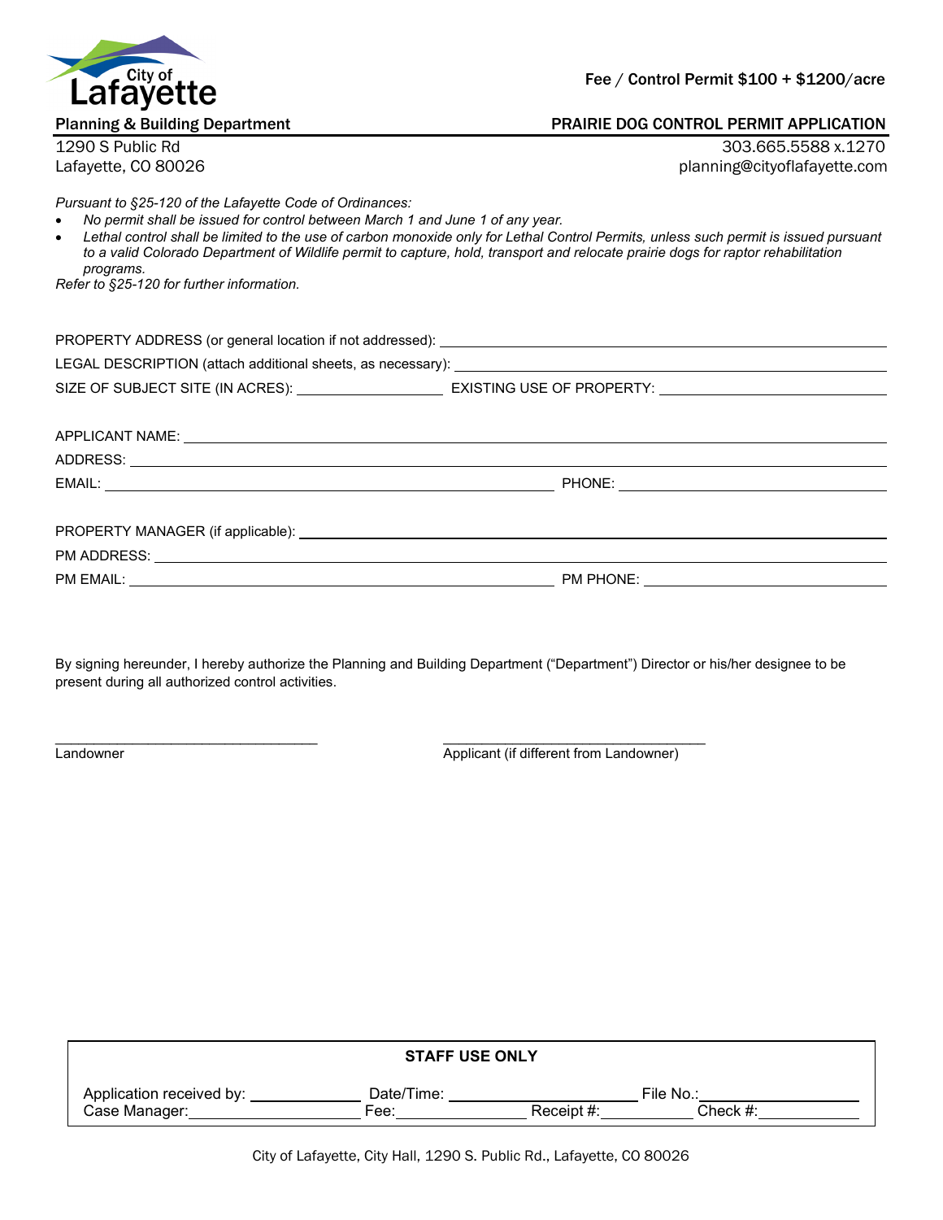City of Lafayette

Fee / Control Permit $100 + $1200/acre

**Planning & Building Department** | **PRAIRIE DOG CONTROL PERMIT APPLICATION**

1290 S Public Rd
Lafayette, CO 80026

303.665.5588 x.1270
planning@cityoflafayette.com

*Pursuant to §25-120 of the Lafayette Code of Ordinances:*

- *No permit shall be issued for control between March 1 and June 1 of any year.*
- *Lethal control shall be limited to the use of carbon monoxide only for Lethal Control Permits, unless such permit is issued pursuant to a valid Colorado Department of Wildlife permit to capture, hold, transport and relocate prairie dogs for raptor rehabilitation programs.*

*Refer to §25-120 for further information.*

PROPERTY ADDRESS (or general location if not addressed): ______________________

LEGAL DESCRIPTION (attach additional sheets, as necessary): ______________________

SIZE OF SUBJECT SITE (IN ACRES): ____________ EXISTING USE OF PROPERTY: ____________

APPLICANT NAME: ______________________

ADDRESS: ______________________

EMAIL: ______________________ PHONE: ____________

PROPERTY MANAGER (if applicable): ______________________

PM ADDRESS: ______________________

PM EMAIL: ______________________ PM PHONE: ____________

By signing hereunder, I hereby authorize the Planning and Building Department ("Department") Director or his/her designee to be present during all authorized control activities.

______________________ Landowner

______________________ Applicant (if different from Landowner)

**STAFF USE ONLY**

Application received by: ____________ Date/Time: ____________ File No.: ____________
Case Manager: ____________ Fee: ____________ Receipt #: ____________ Check #: ____________

City of Lafayette, City Hall, 1290 S. Public Rd., Lafayette, CO 80026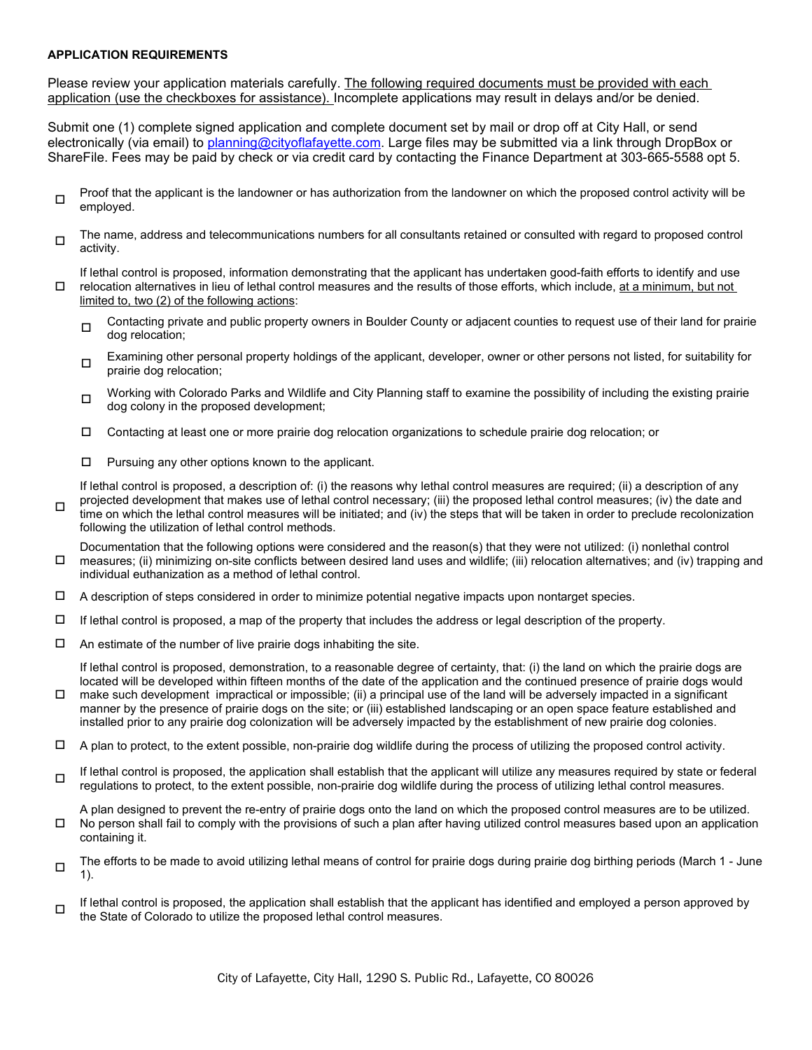**APPLICATION REQUIREMENTS**

Please review your application materials carefully. The following required documents must be provided with each application (use the checkboxes for assistance). Incomplete applications may result in delays and/or be denied.

Submit one (1) complete signed application and complete document set by mail or drop off at City Hall, or send electronically (via email) to planning@cityoflafayette.com. Large files may be submitted via a link through DropBox or ShareFile. Fees may be paid by check or via credit card by contacting the Finance Department at 303-665-5588 opt 5.

- ☐ Proof that the applicant is the landowner or has authorization from the landowner on which the proposed control activity will be employed.
- ☐ The name, address and telecommunications numbers for all consultants retained or consulted with regard to proposed control activity.
- ☐ If lethal control is proposed, information demonstrating that the applicant has undertaken good-faith efforts to identify and use relocation alternatives in lieu of lethal control measures and the results of those efforts, which include, at a minimum, but not limited to, two (2) of the following actions:
  - ☐ Contacting private and public property owners in Boulder County or adjacent counties to request use of their land for prairie dog relocation;
  - ☐ Examining other personal property holdings of the applicant, developer, owner or other persons not listed, for suitability for prairie dog relocation;
  - ☐ Working with Colorado Parks and Wildlife and City Planning staff to examine the possibility of including the existing prairie dog colony in the proposed development;
  - ☐ Contacting at least one or more prairie dog relocation organizations to schedule prairie dog relocation; or
  - ☐ Pursuing any other options known to the applicant.
- ☐ If lethal control is proposed, a description of: (i) the reasons why lethal control measures are required; (ii) a description of any projected development that makes use of lethal control necessary; (iii) the proposed lethal control measures; (iv) the date and time on which the lethal control measures will be initiated; and (iv) the steps that will be taken in order to preclude recolonization following the utilization of lethal control methods.
- ☐ Documentation that the following options were considered and the reason(s) that they were not utilized: (i) nonlethal control measures; (ii) minimizing on-site conflicts between desired land uses and wildlife; (iii) relocation alternatives; and (iv) trapping and individual euthanization as a method of lethal control.
- ☐ A description of steps considered in order to minimize potential negative impacts upon nontarget species.
- ☐ If lethal control is proposed, a map of the property that includes the address or legal description of the property.
- ☐ An estimate of the number of live prairie dogs inhabiting the site.
- ☐ If lethal control is proposed, demonstration, to a reasonable degree of certainty, that: (i) the land on which the prairie dogs are located will be developed within fifteen months of the date of the application and the continued presence of prairie dogs would make such development impractical or impossible; (ii) a principal use of the land will be adversely impacted in a significant manner by the presence of prairie dogs on the site; or (iii) established landscaping or an open space feature established and installed prior to any prairie dog colonization will be adversely impacted by the establishment of new prairie dog colonies.
- ☐ A plan to protect, to the extent possible, non-prairie dog wildlife during the process of utilizing the proposed control activity.
- ☐ If lethal control is proposed, the application shall establish that the applicant will utilize any measures required by state or federal regulations to protect, to the extent possible, non-prairie dog wildlife during the process of utilizing lethal control measures.
- ☐ A plan designed to prevent the re-entry of prairie dogs onto the land on which the proposed control measures are to be utilized. No person shall fail to comply with the provisions of such a plan after having utilized control measures based upon an application containing it.
- ☐ The efforts to be made to avoid utilizing lethal means of control for prairie dogs during prairie dog birthing periods (March 1 - June 1).
- ☐ If lethal control is proposed, the application shall establish that the applicant has identified and employed a person approved by the State of Colorado to utilize the proposed lethal control measures.

City of Lafayette, City Hall, 1290 S. Public Rd., Lafayette, CO 80026